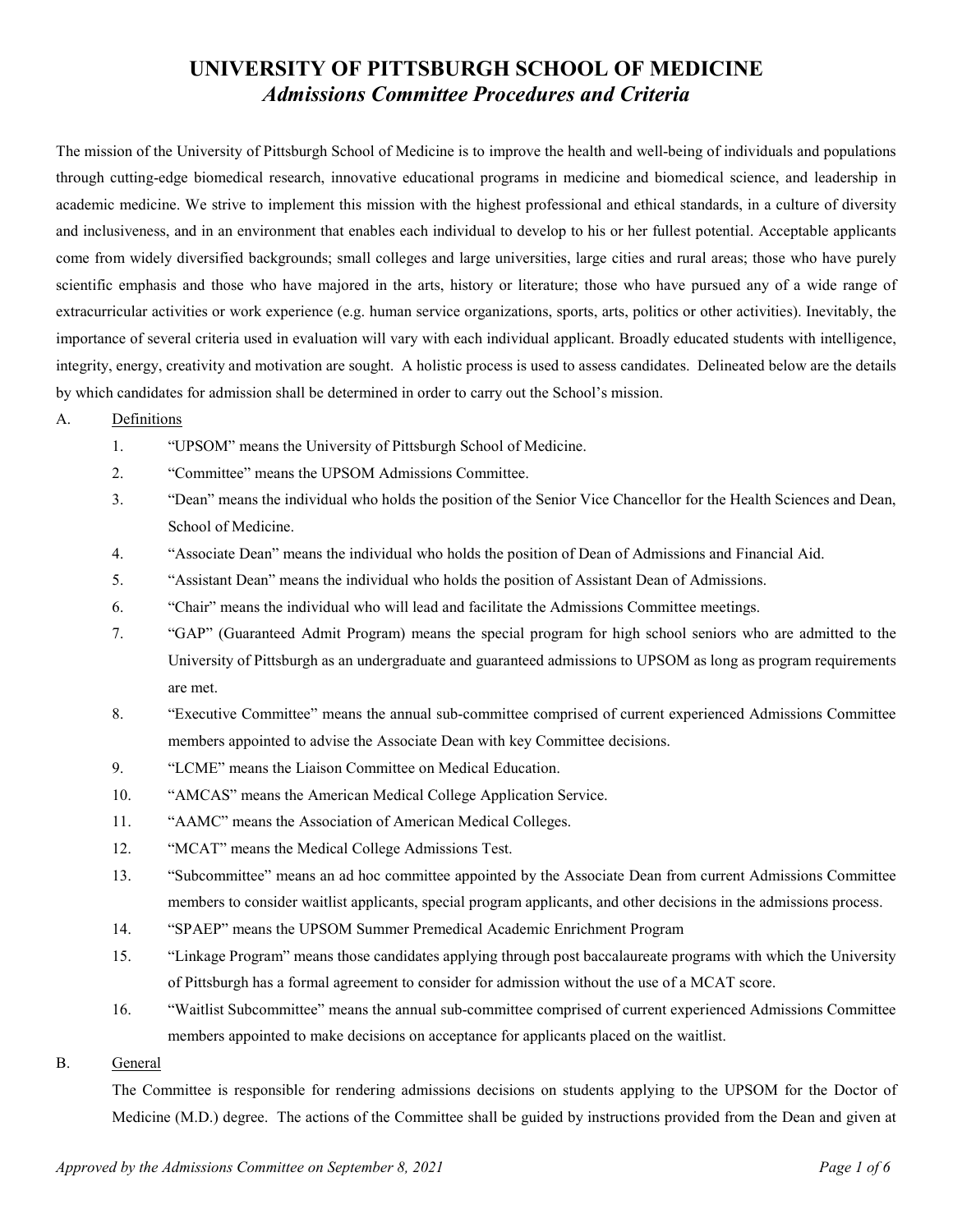# UNIVERSITY OF PITTSBURGH SCHOOL OF MEDICINE

## *Admissions Committee Procedures and Criteria*

The mission of the University of Pittsburgh School of Medicine is to improve the health and well-being of individuals and populations through cutting-edge biomedical research, innovative educational programs in medicine and biomedical science, and leadership in academic medicine. We strive to implement this mission with the highest professional and ethical standards, in a culture of diversity and inclusiveness, and in an environment that enables each individual to develop to his or her fullest potential. Acceptable applicants come from widely diversified backgrounds; small colleges and large universities, large cities and rural areas; those who have purely scientific emphasis and those who have majored in the arts, history or literature; those who have pursued any of a wide range of extracurricular activities or work experience (e.g. human service organizations, sports, arts, politics or other activities). Inevitably, the importance of several criteria used in evaluation will vary with each individual applicant. Broadly educated students with intelligence, integrity, energy, creativity and motivation are sought. A holistic process is used to assess candidates. Delineated below are the details by which candidates for admission shall be determined in order to carry out the School's mission.

A. Definitions

1. "UPSOM" means the University of Pittsburgh School of Medicine.
2. "Committee" means the UPSOM Admissions Committee.
3. "Dean" means the individual who holds the position of the Senior Vice Chancellor for the Health Sciences and Dean, School of Medicine.
4. "Associate Dean" means the individual who holds the position of Dean of Admissions and Financial Aid.
5. "Assistant Dean" means the individual who holds the position of Assistant Dean of Admissions.
6. "Chair" means the individual who will lead and facilitate the Admissions Committee meetings.
7. "GAP" (Guaranteed Admit Program) means the special program for high school seniors who are admitted to the University of Pittsburgh as an undergraduate and guaranteed admissions to UPSOM as long as program requirements are met.
8. "Executive Committee" means the annual sub-committee comprised of current experienced Admissions Committee members appointed to advise the Associate Dean with key Committee decisions.
9. "LCME" means the Liaison Committee on Medical Education.
10. "AMCAS" means the American Medical College Application Service.
11. "AAMC" means the Association of American Medical Colleges.
12. "MCAT" means the Medical College Admissions Test.
13. "Subcommittee" means an ad hoc committee appointed by the Associate Dean from current Admissions Committee members to consider waitlist applicants, special program applicants, and other decisions in the admissions process.
14. "SPAEP" means the UPSOM Summer Premedical Academic Enrichment Program
15. "Linkage Program" means those candidates applying through post baccalaureate programs with which the University of Pittsburgh has a formal agreement to consider for admission without the use of a MCAT score.
16. "Waitlist Subcommittee" means the annual sub-committee comprised of current experienced Admissions Committee members appointed to make decisions on acceptance for applicants placed on the waitlist.

B. General

The Committee is responsible for rendering admissions decisions on students applying to the UPSOM for the Doctor of Medicine (M.D.) degree. The actions of the Committee shall be guided by instructions provided from the Dean and given at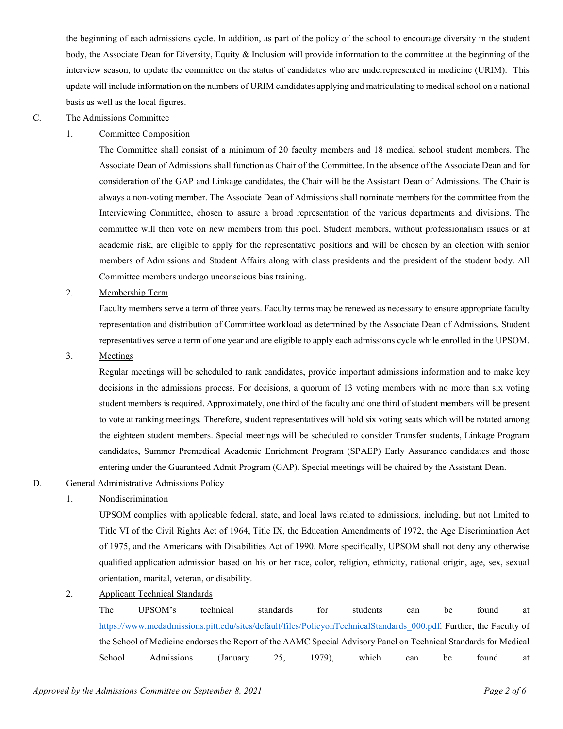the beginning of each admissions cycle. In addition, as part of the policy of the school to encourage diversity in the student body, the Associate Dean for Diversity, Equity & Inclusion will provide information to the committee at the beginning of the interview season, to update the committee on the status of candidates who are underrepresented in medicine (URIM). This update will include information on the numbers of URIM candidates applying and matriculating to medical school on a national basis as well as the local figures.

C. The Admissions Committee

1. Committee Composition

The Committee shall consist of a minimum of 20 faculty members and 18 medical school student members. The Associate Dean of Admissions shall function as Chair of the Committee. In the absence of the Associate Dean and for consideration of the GAP and Linkage candidates, the Chair will be the Assistant Dean of Admissions. The Chair is always a non-voting member. The Associate Dean of Admissions shall nominate members for the committee from the Interviewing Committee, chosen to assure a broad representation of the various departments and divisions. The committee will then vote on new members from this pool. Student members, without professionalism issues or at academic risk, are eligible to apply for the representative positions and will be chosen by an election with senior members of Admissions and Student Affairs along with class presidents and the president of the student body. All Committee members undergo unconscious bias training.

2. Membership Term

Faculty members serve a term of three years. Faculty terms may be renewed as necessary to ensure appropriate faculty representation and distribution of Committee workload as determined by the Associate Dean of Admissions. Student representatives serve a term of one year and are eligible to apply each admissions cycle while enrolled in the UPSOM.

3. Meetings

Regular meetings will be scheduled to rank candidates, provide important admissions information and to make key decisions in the admissions process. For decisions, a quorum of 13 voting members with no more than six voting student members is required. Approximately, one third of the faculty and one third of student members will be present to vote at ranking meetings. Therefore, student representatives will hold six voting seats which will be rotated among the eighteen student members. Special meetings will be scheduled to consider Transfer students, Linkage Program candidates, Summer Premedical Academic Enrichment Program (SPAEP) Early Assurance candidates and those entering under the Guaranteed Admit Program (GAP). Special meetings will be chaired by the Assistant Dean.

D. General Administrative Admissions Policy

1. Nondiscrimination

UPSOM complies with applicable federal, state, and local laws related to admissions, including, but not limited to Title VI of the Civil Rights Act of 1964, Title IX, the Education Amendments of 1972, the Age Discrimination Act of 1975, and the Americans with Disabilities Act of 1990. More specifically, UPSOM shall not deny any otherwise qualified application admission based on his or her race, color, religion, ethnicity, national origin, age, sex, sexual orientation, marital, veteran, or disability.

2. Applicant Technical Standards

The UPSOM's technical standards for students can be found at https://www.medadmissions.pitt.edu/sites/default/files/PolicyonTechnicalStandards_000.pdf. Further, the Faculty of the School of Medicine endorses the Report of the AAMC Special Advisory Panel on Technical Standards for Medical School Admissions (January 25, 1979), which can be found at

*Approved by the Admissions Committee on September 8, 2021*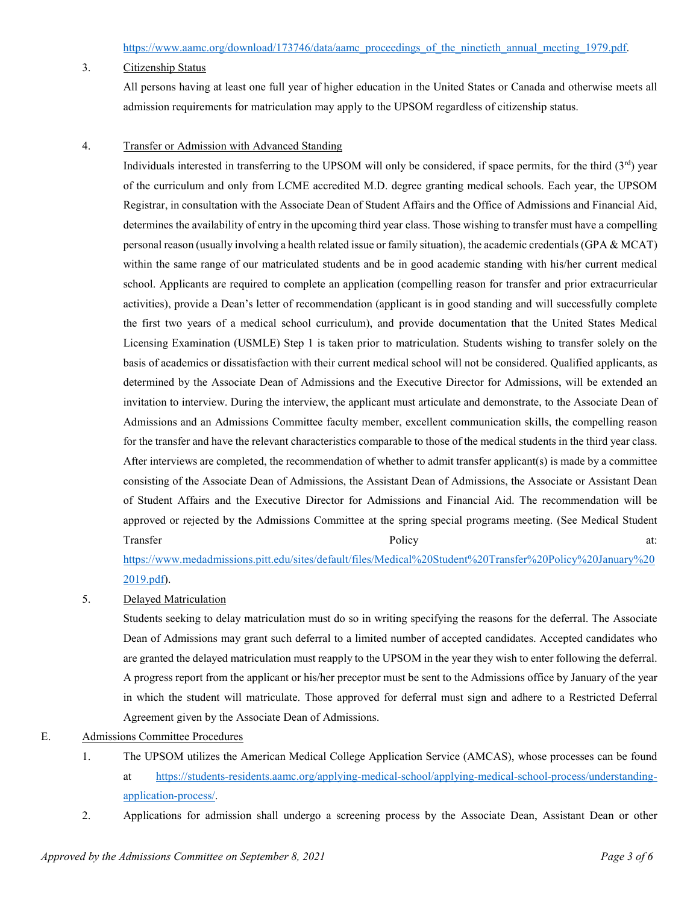https://www.aamc.org/download/173746/data/aamc_proceedings_of_the_ninetieth_annual_meeting_1979.pdf.

3. Citizenship Status

   All persons having at least one full year of higher education in the United States or Canada and otherwise meets all admission requirements for matriculation may apply to the UPSOM regardless of citizenship status.

4. Transfer or Admission with Advanced Standing

   Individuals interested in transferring to the UPSOM will only be considered, if space permits, for the third (3rd) year of the curriculum and only from LCME accredited M.D. degree granting medical schools. Each year, the UPSOM Registrar, in consultation with the Associate Dean of Student Affairs and the Office of Admissions and Financial Aid, determines the availability of entry in the upcoming third year class. Those wishing to transfer must have a compelling personal reason (usually involving a health related issue or family situation), the academic credentials (GPA & MCAT) within the same range of our matriculated students and be in good academic standing with his/her current medical school. Applicants are required to complete an application (compelling reason for transfer and prior extracurricular activities), provide a Dean's letter of recommendation (applicant is in good standing and will successfully complete the first two years of a medical school curriculum), and provide documentation that the United States Medical Licensing Examination (USMLE) Step 1 is taken prior to matriculation. Students wishing to transfer solely on the basis of academics or dissatisfaction with their current medical school will not be considered. Qualified applicants, as determined by the Associate Dean of Admissions and the Executive Director for Admissions, will be extended an invitation to interview. During the interview, the applicant must articulate and demonstrate, to the Associate Dean of Admissions and an Admissions Committee faculty member, excellent communication skills, the compelling reason for the transfer and have the relevant characteristics comparable to those of the medical students in the third year class. After interviews are completed, the recommendation of whether to admit transfer applicant(s) is made by a committee consisting of the Associate Dean of Admissions, the Assistant Dean of Admissions, the Associate or Assistant Dean of Student Affairs and the Executive Director for Admissions and Financial Aid. The recommendation will be approved or rejected by the Admissions Committee at the spring special programs meeting. (See Medical Student Transfer Policy at: https://www.medadmissions.pitt.edu/sites/default/files/Medical%20Student%20Transfer%20Policy%20January%202019.pdf).

5. Delayed Matriculation

   Students seeking to delay matriculation must do so in writing specifying the reasons for the deferral. The Associate Dean of Admissions may grant such deferral to a limited number of accepted candidates. Accepted candidates who are granted the delayed matriculation must reapply to the UPSOM in the year they wish to enter following the deferral. A progress report from the applicant or his/her preceptor must be sent to the Admissions office by January of the year in which the student will matriculate. Those approved for deferral must sign and adhere to a Restricted Deferral Agreement given by the Associate Dean of Admissions.

E. Admissions Committee Procedures

1. The UPSOM utilizes the American Medical College Application Service (AMCAS), whose processes can be found at https://students-residents.aamc.org/applying-medical-school/applying-medical-school-process/understanding-application-process/.

2. Applications for admission shall undergo a screening process by the Associate Dean, Assistant Dean or other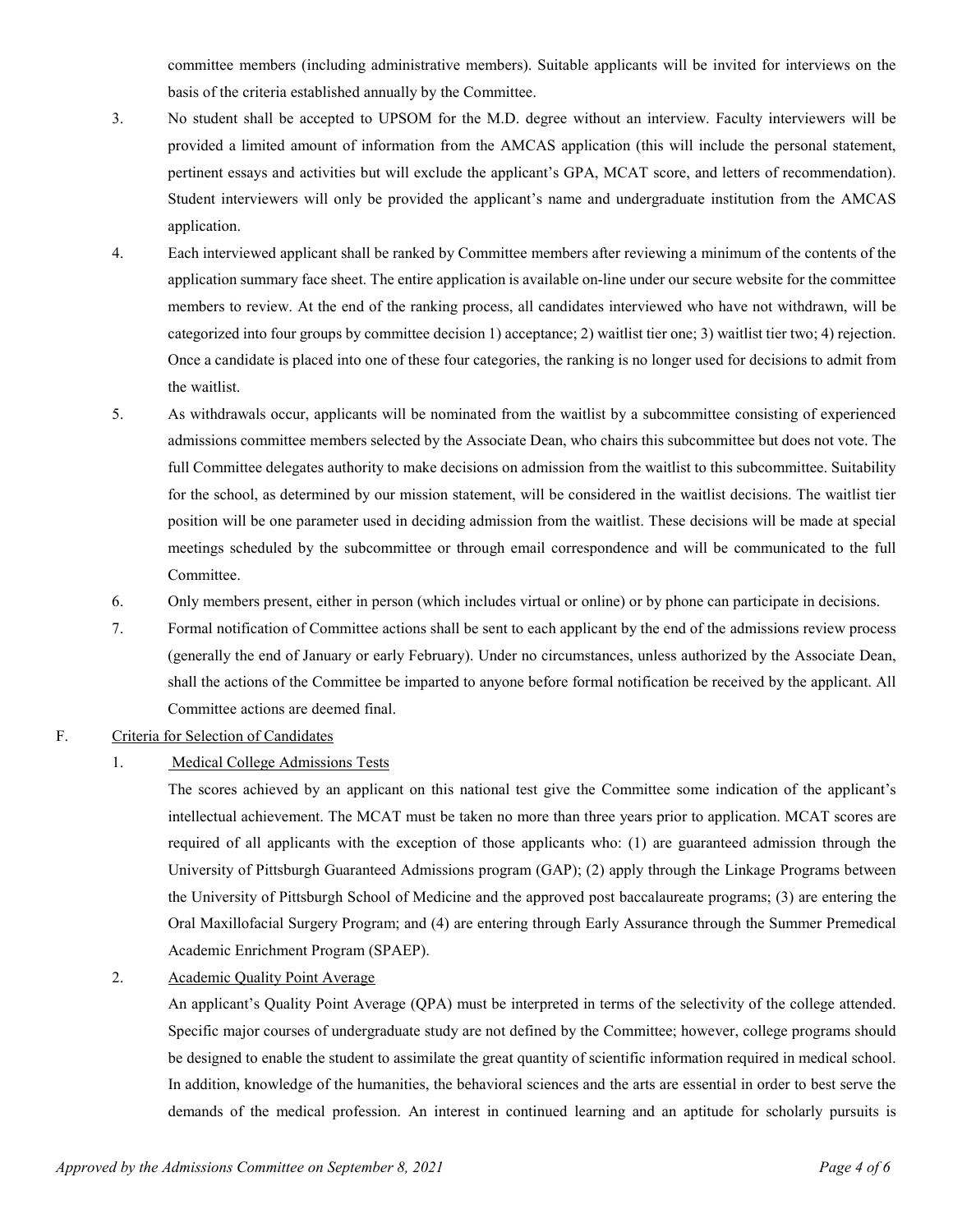committee members (including administrative members). Suitable applicants will be invited for interviews on the basis of the criteria established annually by the Committee.

3. No student shall be accepted to UPSOM for the M.D. degree without an interview. Faculty interviewers will be provided a limited amount of information from the AMCAS application (this will include the personal statement, pertinent essays and activities but will exclude the applicant's GPA, MCAT score, and letters of recommendation). Student interviewers will only be provided the applicant's name and undergraduate institution from the AMCAS application.

4. Each interviewed applicant shall be ranked by Committee members after reviewing a minimum of the contents of the application summary face sheet. The entire application is available on-line under our secure website for the committee members to review. At the end of the ranking process, all candidates interviewed who have not withdrawn, will be categorized into four groups by committee decision 1) acceptance; 2) waitlist tier one; 3) waitlist tier two; 4) rejection. Once a candidate is placed into one of these four categories, the ranking is no longer used for decisions to admit from the waitlist.

5. As withdrawals occur, applicants will be nominated from the waitlist by a subcommittee consisting of experienced admissions committee members selected by the Associate Dean, who chairs this subcommittee but does not vote. The full Committee delegates authority to make decisions on admission from the waitlist to this subcommittee. Suitability for the school, as determined by our mission statement, will be considered in the waitlist decisions. The waitlist tier position will be one parameter used in deciding admission from the waitlist. These decisions will be made at special meetings scheduled by the subcommittee or through email correspondence and will be communicated to the full Committee.

6. Only members present, either in person (which includes virtual or online) or by phone can participate in decisions.

7. Formal notification of Committee actions shall be sent to each applicant by the end of the admissions review process (generally the end of January or early February). Under no circumstances, unless authorized by the Associate Dean, shall the actions of the Committee be imparted to anyone before formal notification be received by the applicant. All Committee actions are deemed final.

F. Criteria for Selection of Candidates

1. Medical College Admissions Tests

The scores achieved by an applicant on this national test give the Committee some indication of the applicant's intellectual achievement. The MCAT must be taken no more than three years prior to application. MCAT scores are required of all applicants with the exception of those applicants who: (1) are guaranteed admission through the University of Pittsburgh Guaranteed Admissions program (GAP); (2) apply through the Linkage Programs between the University of Pittsburgh School of Medicine and the approved post baccalaureate programs; (3) are entering the Oral Maxillofacial Surgery Program; and (4) are entering through Early Assurance through the Summer Premedical Academic Enrichment Program (SPAEP).

2. Academic Quality Point Average

An applicant's Quality Point Average (QPA) must be interpreted in terms of the selectivity of the college attended. Specific major courses of undergraduate study are not defined by the Committee; however, college programs should be designed to enable the student to assimilate the great quantity of scientific information required in medical school. In addition, knowledge of the humanities, the behavioral sciences and the arts are essential in order to best serve the demands of the medical profession. An interest in continued learning and an aptitude for scholarly pursuits is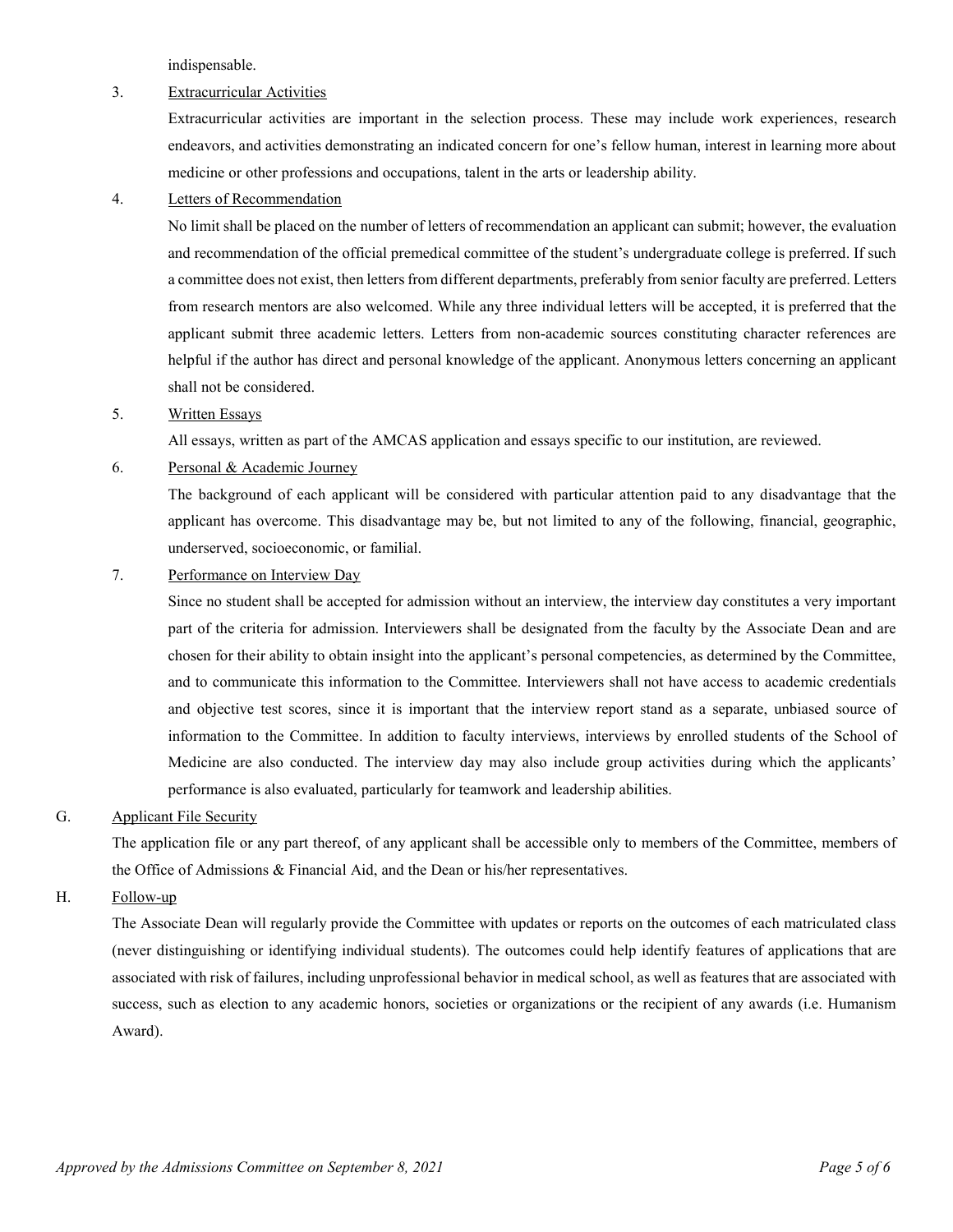indispensable.

3. <u>Extracurricular Activities</u>

   Extracurricular activities are important in the selection process. These may include work experiences, research endeavors, and activities demonstrating an indicated concern for one's fellow human, interest in learning more about medicine or other professions and occupations, talent in the arts or leadership ability.

4. <u>Letters of Recommendation</u>

   No limit shall be placed on the number of letters of recommendation an applicant can submit; however, the evaluation and recommendation of the official premedical committee of the student's undergraduate college is preferred. If such a committee does not exist, then letters from different departments, preferably from senior faculty are preferred. Letters from research mentors are also welcomed. While any three individual letters will be accepted, it is preferred that the applicant submit three academic letters. Letters from non-academic sources constituting character references are helpful if the author has direct and personal knowledge of the applicant. Anonymous letters concerning an applicant shall not be considered.

5. <u>Written Essays</u>

   All essays, written as part of the AMCAS application and essays specific to our institution, are reviewed.

6. <u>Personal & Academic Journey</u>

   The background of each applicant will be considered with particular attention paid to any disadvantage that the applicant has overcome. This disadvantage may be, but not limited to any of the following, financial, geographic, underserved, socioeconomic, or familial.

7. <u>Performance on Interview Day</u>

   Since no student shall be accepted for admission without an interview, the interview day constitutes a very important part of the criteria for admission. Interviewers shall be designated from the faculty by the Associate Dean and are chosen for their ability to obtain insight into the applicant's personal competencies, as determined by the Committee, and to communicate this information to the Committee. Interviewers shall not have access to academic credentials and objective test scores, since it is important that the interview report stand as a separate, unbiased source of information to the Committee. In addition to faculty interviews, interviews by enrolled students of the School of Medicine are also conducted. The interview day may also include group activities during which the applicants' performance is also evaluated, particularly for teamwork and leadership abilities.

G. <u>Applicant File Security</u>

The application file or any part thereof, of any applicant shall be accessible only to members of the Committee, members of the Office of Admissions & Financial Aid, and the Dean or his/her representatives.

H. <u>Follow-up</u>

The Associate Dean will regularly provide the Committee with updates or reports on the outcomes of each matriculated class (never distinguishing or identifying individual students). The outcomes could help identify features of applications that are associated with risk of failures, including unprofessional behavior in medical school, as well as features that are associated with success, such as election to any academic honors, societies or organizations or the recipient of any awards (i.e. Humanism Award).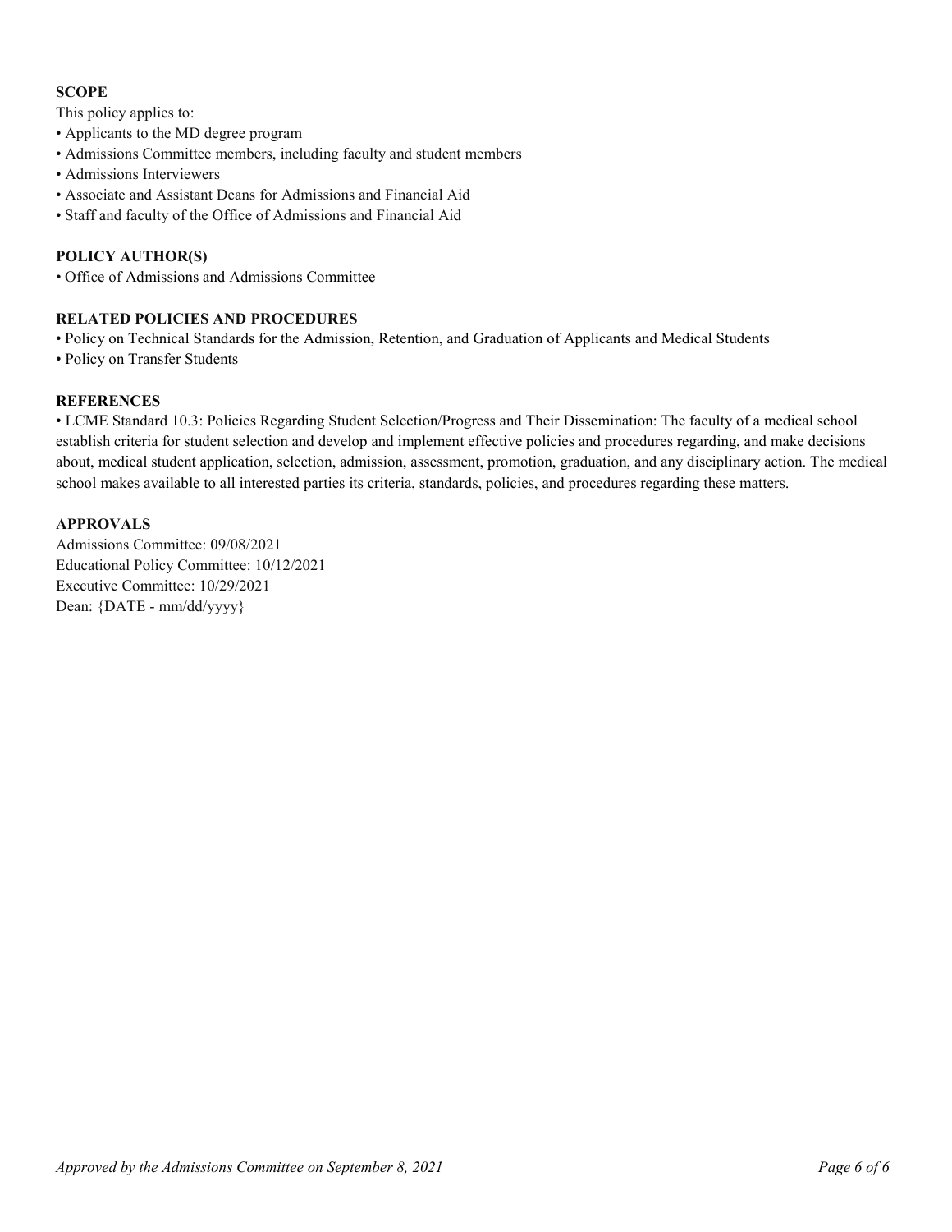**SCOPE**

This policy applies to:

- Applicants to the MD degree program
- Admissions Committee members, including faculty and student members
- Admissions Interviewers
- Associate and Assistant Deans for Admissions and Financial Aid
- Staff and faculty of the Office of Admissions and Financial Aid

**POLICY AUTHOR(S)**

- Office of Admissions and Admissions Committee

**RELATED POLICIES AND PROCEDURES**

- Policy on Technical Standards for the Admission, Retention, and Graduation of Applicants and Medical Students
- Policy on Transfer Students

**REFERENCES**

- LCME Standard 10.3: Policies Regarding Student Selection/Progress and Their Dissemination: The faculty of a medical school establish criteria for student selection and develop and implement effective policies and procedures regarding, and make decisions about, medical student application, selection, admission, assessment, promotion, graduation, and any disciplinary action. The medical school makes available to all interested parties its criteria, standards, policies, and procedures regarding these matters.

**APPROVALS**

Admissions Committee: 09/08/2021
Educational Policy Committee: 10/12/2021
Executive Committee: 10/29/2021
Dean: {DATE - mm/dd/yyyy}